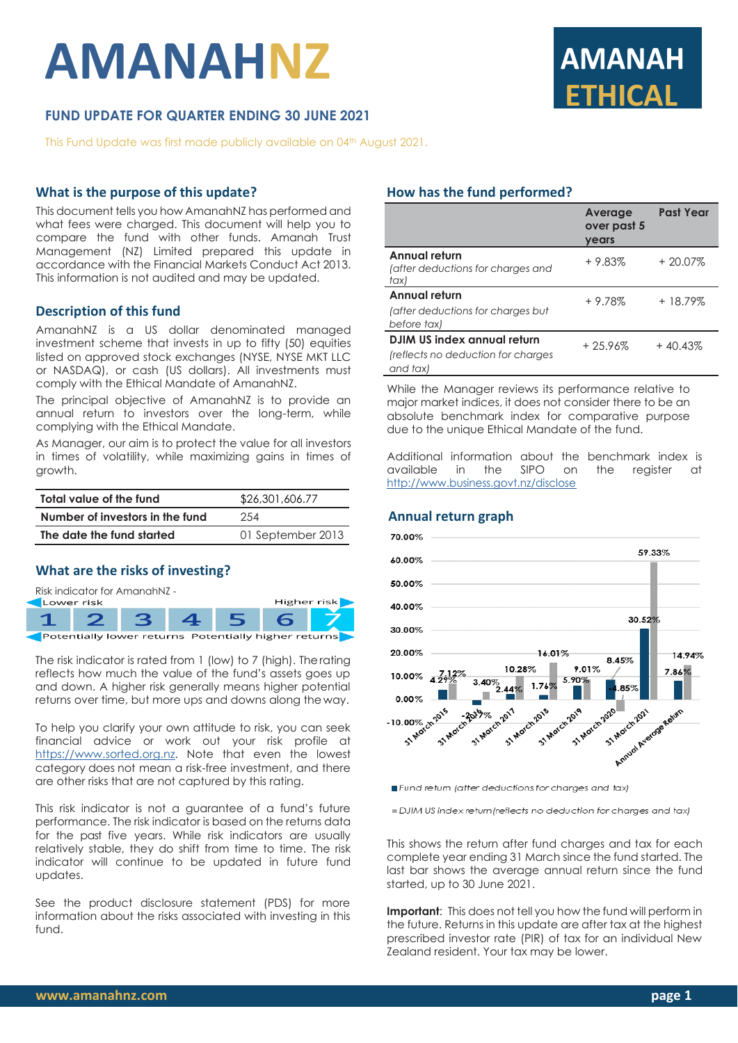# AMANAHNZ

# AMANAH ETHICAL

## FUND UPDATE FOR QUARTER ENDING 30 JUNE 2021

This Fund Update was first made publicly available on 04th August 2021.

## What is the purpose of this update?

This document tells you how AmanahNZ has performed and what fees were charged. This document will help you to compare the fund with other funds. Amanah Trust Management (NZ) Limited prepared this update in accordance with the Financial Markets Conduct Act 2013. This information is not audited and may be updated.

## Description of this fund

AmanahNZ is a US dollar denominated managed investment scheme that invests in up to fifty (50) equities listed on approved stock exchanges (NYSE, NYSE MKT LLC or NASDAQ), or cash (US dollars). All investments must comply with the Ethical Mandate of AmanahNZ.

The principal objective of AmanahNZ is to provide an annual return to investors over the long-term, while complying with the Ethical Mandate.

As Manager, our aim is to protect the value for all investors in times of volatility, while maximizing gains in times of growth.

| | |
|---|---|
| **Total value of the fund** | $26,301,606.77 |
| **Number of investors in the fund** | 254 |
| **The date the fund started** | 01 September 2013 |

## What are the risks of investing?

Risk indicator for AmanahNZ -

Lower risk — Higher risk

| 1 | 2 | 3 | 4 | 5 | 6 | 7 |
|---|---|---|---|---|---|---|

Potentially lower returns — Potentially higher returns

The risk indicator is rated from 1 (low) to 7 (high). The rating reflects how much the value of the fund's assets goes up and down. A higher risk generally means higher potential returns over time, but more ups and downs along the way.

To help you clarify your own attitude to risk, you can seek financial advice or work out your risk profile at https://www.sorted.org.nz. Note that even the lowest category does not mean a risk-free investment, and there are other risks that are not captured by this rating.

This risk indicator is not a guarantee of a fund's future performance. The risk indicator is based on the returns data for the past five years. While risk indicators are usually relatively stable, they do shift from time to time. The risk indicator will continue to be updated in future fund updates.

See the product disclosure statement (PDS) for more information about the risks associated with investing in this fund.

## How has the fund performed?

| | Average over past 5 years | Past Year |
|---|---|---|
| **Annual return** *(after deductions for charges and tax)* | + 9.83% | + 20.07% |
| **Annual return** *(after deductions for charges but before tax)* | + 9.78% | + 18.79% |
| **DJIM US index annual return** *(reflects no deduction for charges and tax)* | + 25.96% | + 40.43% |

While the Manager reviews its performance relative to major market indices, it does not consider there to be an absolute benchmark index for comparative purpose due to the unique Ethical Mandate of the fund.

Additional information about the benchmark index is available in the SIPO on the register at http://www.business.govt.nz/disclose

## Annual return graph

| | Fund return (after deductions for charges and tax) | DJIM US index return (reflects no deduction for charges and tax) |
|---|---|---|
| 31 March 2015 | 4.29% | 7.12% |
| 31 March 2016 | -2.85% | 3.40% |
| 31 March 2017 | 2.44% | 10.28% |
| 31 March 2018 | 1.76% | 16.01% |
| 31 March 2019 | 5.90% | 9.01% |
| 31 March 2020 | 8.45% | -4.85% |
| 31 March 2021 | 30.52% | 59.33% |
| Annual Average Return | 7.86% | 14.94% |

This shows the return after fund charges and tax for each complete year ending 31 March since the fund started. The last bar shows the average annual return since the fund started, up to 30 June 2021.

**Important**: This does not tell you how the fund will perform in the future. Returns in this update are after tax at the highest prescribed investor rate (PIR) of tax for an individual New Zealand resident. Your tax may be lower.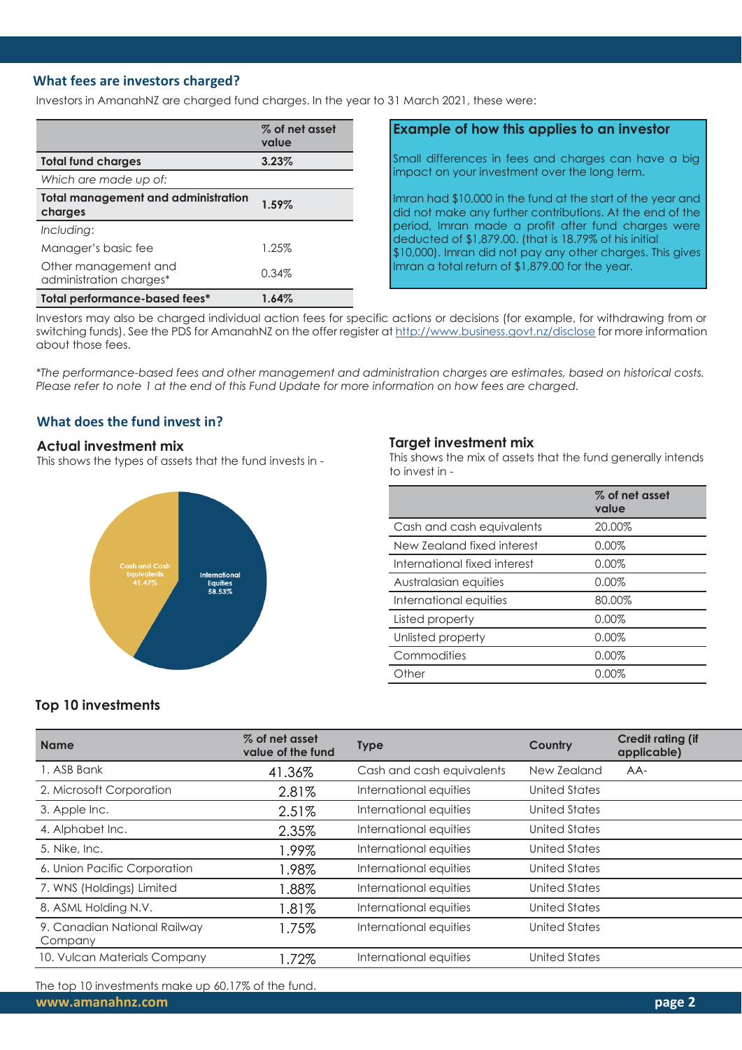## What fees are investors charged?

Investors in AmanahNZ are charged fund charges. In the year to 31 March 2021, these were:

| | % of net asset value |
|---|---|
| **Total fund charges** | **3.23%** |
| *Which are made up of:* | |
| **Total management and administration charges** | **1.59%** |
| *Including*: | |
| Manager's basic fee | 1.25% |
| Other management and administration charges* | 0.34% |
| **Total performance-based fees*** | **1.64%** |

### Example of how this applies to an investor

Small differences in fees and charges can have a big impact on your investment over the long term.

Imran had $10,000 in the fund at the start of the year and did not make any further contributions. At the end of the period, Imran made a profit after fund charges were deducted of $1,879.00. (that is 18.79% of his initial $10,000). Imran did not pay any other charges. This gives Imran a total return of $1,879.00 for the year.

Investors may also be charged individual action fees for specific actions or decisions (for example, for withdrawing from or switching funds). See the PDS for AmanahNZ on the offer register at http://www.business.govt.nz/disclose for more information about those fees.

*\*The performance-based fees and other management and administration charges are estimates, based on historical costs. Please refer to note 1 at the end of this Fund Update for more information on how fees are charged.*

## What does the fund invest in?

### Actual investment mix

This shows the types of assets that the fund invests in -

Cash and Cash Equivalents 41.47%

International Equities 58.53%

### Target investment mix

This shows the mix of assets that the fund generally intends to invest in -

| | % of net asset value |
|---|---|
| Cash and cash equivalents | 20.00% |
| New Zealand fixed interest | 0.00% |
| International fixed interest | 0.00% |
| Australasian equities | 0.00% |
| International equities | 80.00% |
| Listed property | 0.00% |
| Unlisted property | 0.00% |
| Commodities | 0.00% |
| Other | 0.00% |

### Top 10 investments

| Name | % of net asset value of the fund | Type | Country | Credit rating (if applicable) |
|---|---|---|---|---|
| 1. ASB Bank | 41.36% | Cash and cash equivalents | New Zealand | AA- |
| 2. Microsoft Corporation | 2.81% | International equities | United States | |
| 3. Apple Inc. | 2.51% | International equities | United States | |
| 4. Alphabet Inc. | 2.35% | International equities | United States | |
| 5. Nike, Inc. | 1.99% | International equities | United States | |
| 6. Union Pacific Corporation | 1.98% | International equities | United States | |
| 7. WNS (Holdings) Limited | 1.88% | International equities | United States | |
| 8. ASML Holding N.V. | 1.81% | International equities | United States | |
| 9. Canadian National Railway Company | 1.75% | International equities | United States | |
| 10. Vulcan Materials Company | 1.72% | International equities | United States | |

The top 10 investments make up 60.17% of the fund.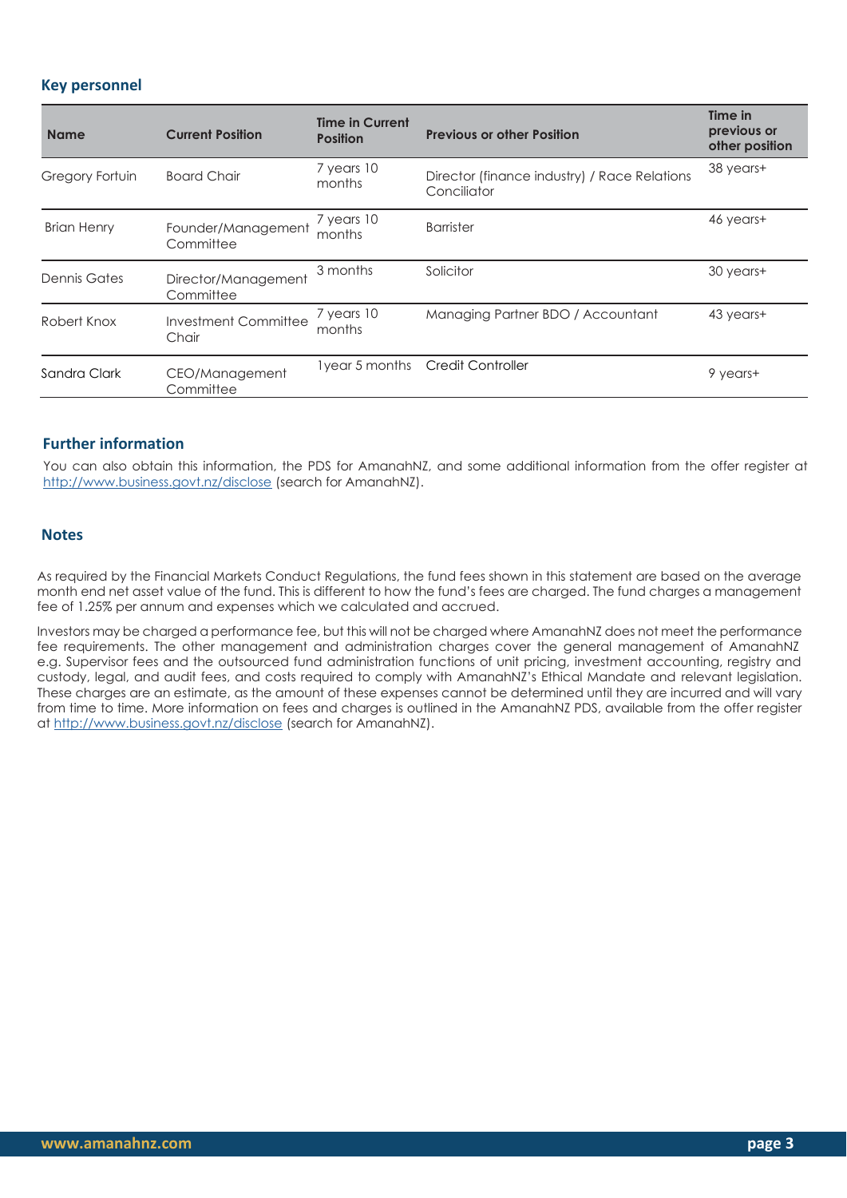## Key personnel

| Name | Current Position | Time in Current Position | Previous or other Position | Time in previous or other position |
|---|---|---|---|---|
| Gregory Fortuin | Board Chair | 7 years 10 months | Director (finance industry) / Race Relations Conciliator | 38 years+ |
| Brian Henry | Founder/Management Committee | 7 years 10 months | Barrister | 46 years+ |
| Dennis Gates | Director/Management Committee | 3 months | Solicitor | 30 years+ |
| Robert Knox | Investment Committee Chair | 7 years 10 months | Managing Partner BDO / Accountant | 43 years+ |
| Sandra Clark | CEO/Management Committee | 1year 5 months | Credit Controller | 9 years+ |

## Further information

You can also obtain this information, the PDS for AmanahNZ, and some additional information from the offer register at http://www.business.govt.nz/disclose (search for AmanahNZ).

## Notes

As required by the Financial Markets Conduct Regulations, the fund fees shown in this statement are based on the average month end net asset value of the fund. This is different to how the fund's fees are charged. The fund charges a management fee of 1.25% per annum and expenses which we calculated and accrued.

Investors may be charged a performance fee, but this will not be charged where AmanahNZ does not meet the performance fee requirements. The other management and administration charges cover the general management of AmanahNZ e.g. Supervisor fees and the outsourced fund administration functions of unit pricing, investment accounting, registry and custody, legal, and audit fees, and costs required to comply with AmanahNZ's Ethical Mandate and relevant legislation. These charges are an estimate, as the amount of these expenses cannot be determined until they are incurred and will vary from time to time. More information on fees and charges is outlined in the AmanahNZ PDS, available from the offer register at http://www.business.govt.nz/disclose (search for AmanahNZ).